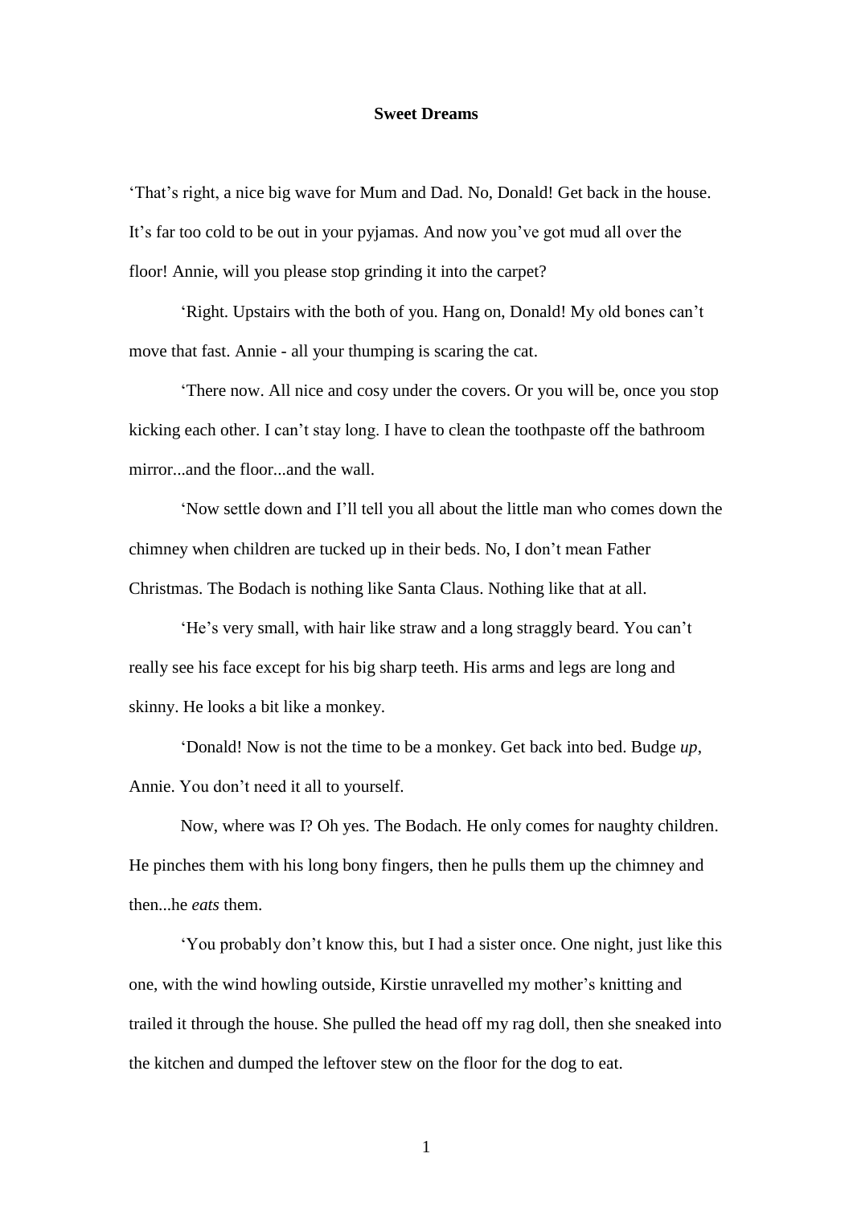# Sweet Dreams

'That's right, a nice big wave for Mum and Dad. No, Donald! Get back in the house. It's far too cold to be out in your pyjamas. And now you've got mud all over the floor! Annie, will you please stop grinding it into the carpet?

'Right. Upstairs with the both of you. Hang on, Donald! My old bones can't move that fast. Annie - all your thumping is scaring the cat.

'There now. All nice and cosy under the covers. Or you will be, once you stop kicking each other. I can't stay long. I have to clean the toothpaste off the bathroom mirror...and the floor...and the wall.

'Now settle down and I'll tell you all about the little man who comes down the chimney when children are tucked up in their beds. No, I don't mean Father Christmas. The Bodach is nothing like Santa Claus. Nothing like that at all.

'He's very small, with hair like straw and a long straggly beard. You can't really see his face except for his big sharp teeth. His arms and legs are long and skinny. He looks a bit like a monkey.

'Donald! Now is not the time to be a monkey. Get back into bed. Budge *up*, Annie. You don't need it all to yourself.

Now, where was I? Oh yes. The Bodach. He only comes for naughty children. He pinches them with his long bony fingers, then he pulls them up the chimney and then...he *eats* them.

'You probably don't know this, but I had a sister once. One night, just like this one, with the wind howling outside, Kirstie unravelled my mother's knitting and trailed it through the house. She pulled the head off my rag doll, then she sneaked into the kitchen and dumped the leftover stew on the floor for the dog to eat.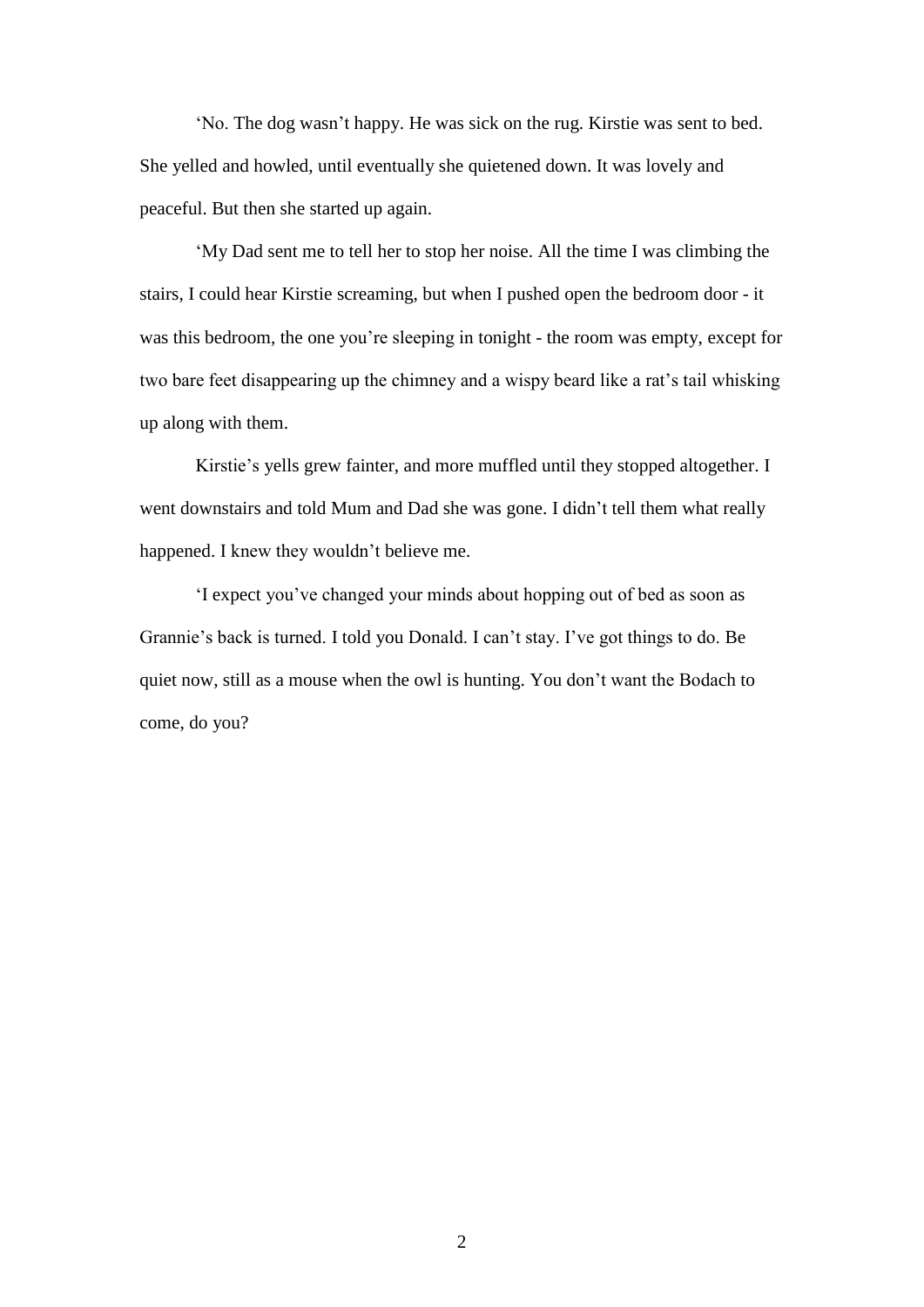'No. The dog wasn't happy. He was sick on the rug. Kirstie was sent to bed. She yelled and howled, until eventually she quietened down. It was lovely and peaceful. But then she started up again.

'My Dad sent me to tell her to stop her noise. All the time I was climbing the stairs, I could hear Kirstie screaming, but when I pushed open the bedroom door - it was this bedroom, the one you're sleeping in tonight - the room was empty, except for two bare feet disappearing up the chimney and a wispy beard like a rat's tail whisking up along with them.

Kirstie's yells grew fainter, and more muffled until they stopped altogether. I went downstairs and told Mum and Dad she was gone. I didn't tell them what really happened. I knew they wouldn't believe me.

'I expect you've changed your minds about hopping out of bed as soon as Grannie's back is turned. I told you Donald. I can't stay. I've got things to do. Be quiet now, still as a mouse when the owl is hunting. You don't want the Bodach to come, do you?